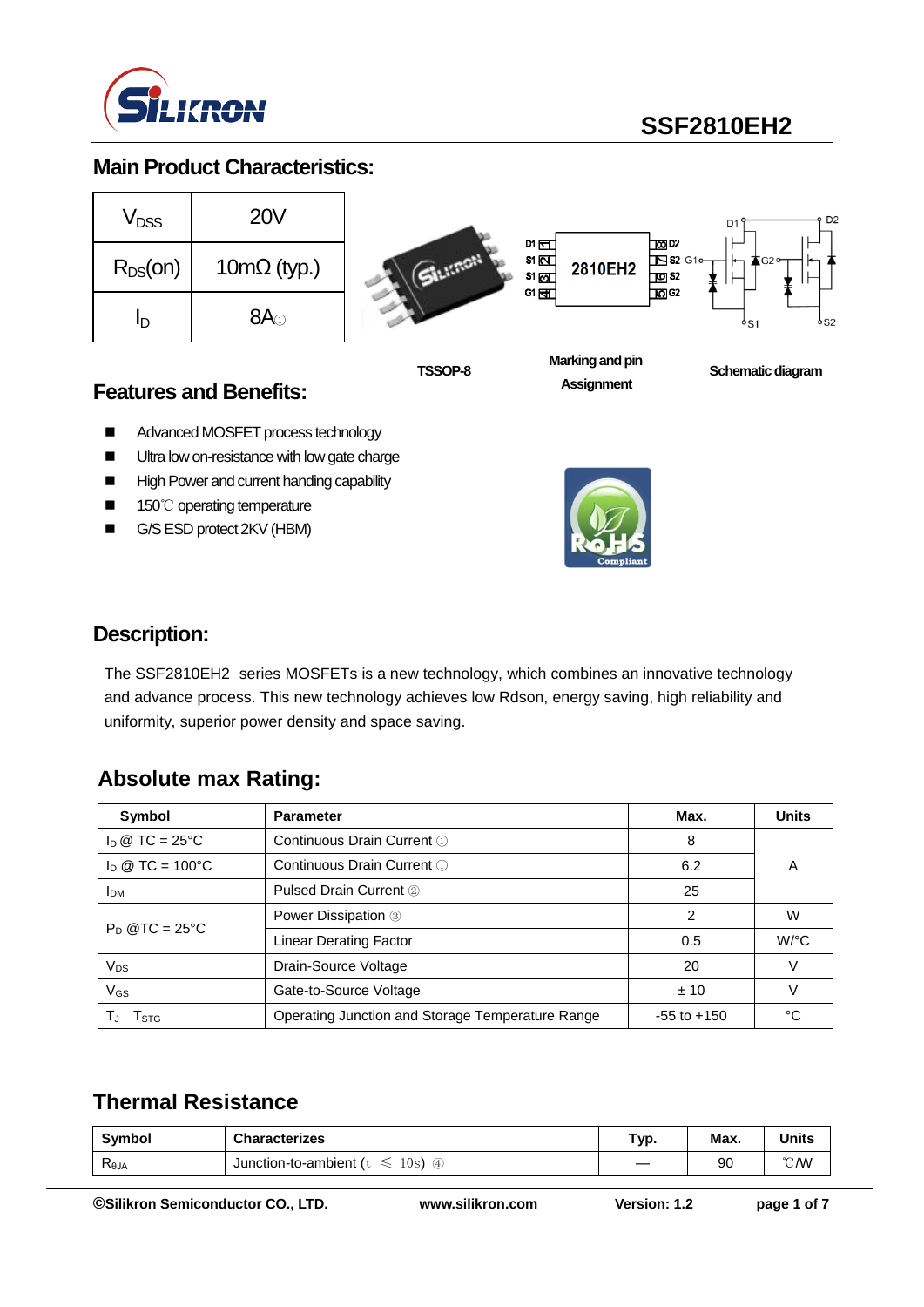# SSF2810EH2

## Main Product Characteristics:

| | |
|---|---|
| $V_{DSS}$ | 20V |
| $R_{DS}$(on) | 10mΩ (typ.) |
| $I_D$ | 8A① |

TSSOP-8

Marking and pin Assignment

Schematic diagram

## Features and Benefits:

- Advanced MOSFET process technology
- Ultra low on-resistance with low gate charge
- High Power and current handing capability
- 150℃ operating temperature
- G/S ESD protect 2KV (HBM)

## Description:

The SSF2810EH2 series MOSFETs is a new technology, which combines an innovative technology and advance process. This new technology achieves low Rdson, energy saving, high reliability and uniformity, superior power density and space saving.

## Absolute max Rating:

| Symbol | Parameter | Max. | Units |
|---|---|---|---|
| $I_D$ @ TC = 25°C | Continuous Drain Current ① | 8 | A |
| $I_D$ @ TC = 100°C | Continuous Drain Current ① | 6.2 | |
| $I_{DM}$ | Pulsed Drain Current ② | 25 | |
| $P_D$ @TC = 25°C | Power Dissipation ③ | 2 | W |
| | Linear Derating Factor | 0.5 | W/°C |
| $V_{DS}$ | Drain-Source Voltage | 20 | V |
| $V_{GS}$ | Gate-to-Source Voltage | ± 10 | V |
| $T_J$ $T_{STG}$ | Operating Junction and Storage Temperature Range | -55 to +150 | °C |

## Thermal Resistance

| Symbol | Characterizes | Typ. | Max. | Units |
|---|---|---|---|---|
| $R_{θJA}$ | Junction-to-ambient ($t \leq 10s$) ④ | — | 90 | ℃/W |

©Silikron Semiconductor CO., LTD. www.silikron.com Version: 1.2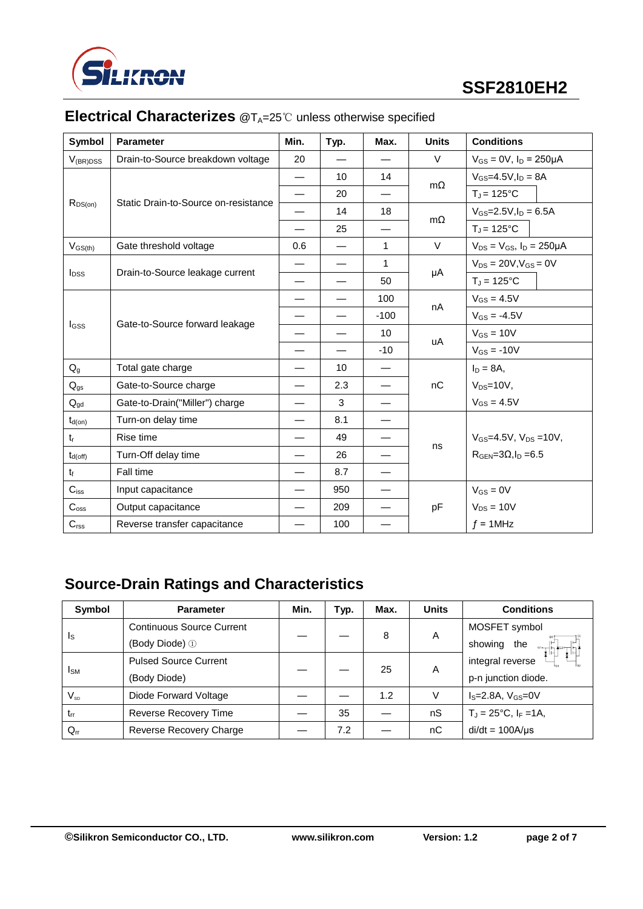## Electrical Characterizes @$T_A$=25℃ unless otherwise specified

| Symbol | Parameter | Min. | Typ. | Max. | Units | Conditions |
|---|---|---|---|---|---|---|
| $V_{(BR)DSS}$ | Drain-to-Source breakdown voltage | 20 | — | — | V | $V_{GS}$ = 0V, $I_D$ = 250μA |
| $R_{DS(on)}$ | Static Drain-to-Source on-resistance | — | 10 | 14 | mΩ | $V_{GS}$=4.5V,$I_D$ = 8A |
| | | — | 20 | — | | $T_J$ = 125°C |
| | | — | 14 | 18 | mΩ | $V_{GS}$=2.5V,$I_D$ = 6.5A |
| | | — | 25 | — | | $T_J$ = 125°C |
| $V_{GS(th)}$ | Gate threshold voltage | 0.6 | — | 1 | V | $V_{DS}$ = $V_{GS}$, $I_D$ = 250μA |
| $I_{DSS}$ | Drain-to-Source leakage current | — | — | 1 | μA | $V_{DS}$ = 20V,$V_{GS}$ = 0V |
| | | — | — | 50 | | $T_J$ = 125°C |
| $I_{GSS}$ | Gate-to-Source forward leakage | — | — | 100 | nA | $V_{GS}$ = 4.5V |
| | | — | — | -100 | | $V_{GS}$ = -4.5V |
| | | — | — | 10 | uA | $V_{GS}$ = 10V |
| | | — | — | -10 | | $V_{GS}$ = -10V |
| $Q_g$ | Total gate charge | — | 10 | — | nC | $I_D$ = 8A, |
| $Q_{gs}$ | Gate-to-Source charge | — | 2.3 | — | | $V_{DS}$=10V, |
| $Q_{gd}$ | Gate-to-Drain("Miller") charge | — | 3 | — | | $V_{GS}$ = 4.5V |
| $t_{d(on)}$ | Turn-on delay time | — | 8.1 | — | ns | $V_{GS}$=4.5V, $V_{DS}$ =10V, |
| $t_r$ | Rise time | — | 49 | — | | $R_{GEN}$=3Ω,$I_D$ =6.5 |
| $t_{d(off)}$ | Turn-Off delay time | — | 26 | — | | |
| $t_f$ | Fall time | — | 8.7 | — | | |
| $C_{iss}$ | Input capacitance | — | 950 | — | pF | $V_{GS}$ = 0V |
| $C_{oss}$ | Output capacitance | — | 209 | — | | $V_{DS}$ = 10V |
| $C_{rss}$ | Reverse transfer capacitance | — | 100 | — | | $f$ = 1MHz |

## Source-Drain Ratings and Characteristics

| Symbol | Parameter | Min. | Typ. | Max. | Units | Conditions |
|---|---|---|---|---|---|---|
| $I_S$ | Continuous Source Current (Body Diode) ① | — | — | 8 | A | MOSFET symbol showing the integral reverse p-n junction diode. |
| $I_{SM}$ | Pulsed Source Current (Body Diode) | — | — | 25 | A | |
| $V_{SD}$ | Diode Forward Voltage | — | — | 1.2 | V | $I_S$=2.8A, $V_{GS}$=0V |
| $t_{rr}$ | Reverse Recovery Time | — | 35 | — | nS | $T_J$ = 25°C, $I_F$ =1A, |
| $Q_{rr}$ | Reverse Recovery Charge | — | 7.2 | — | nC | di/dt = 100A/μs |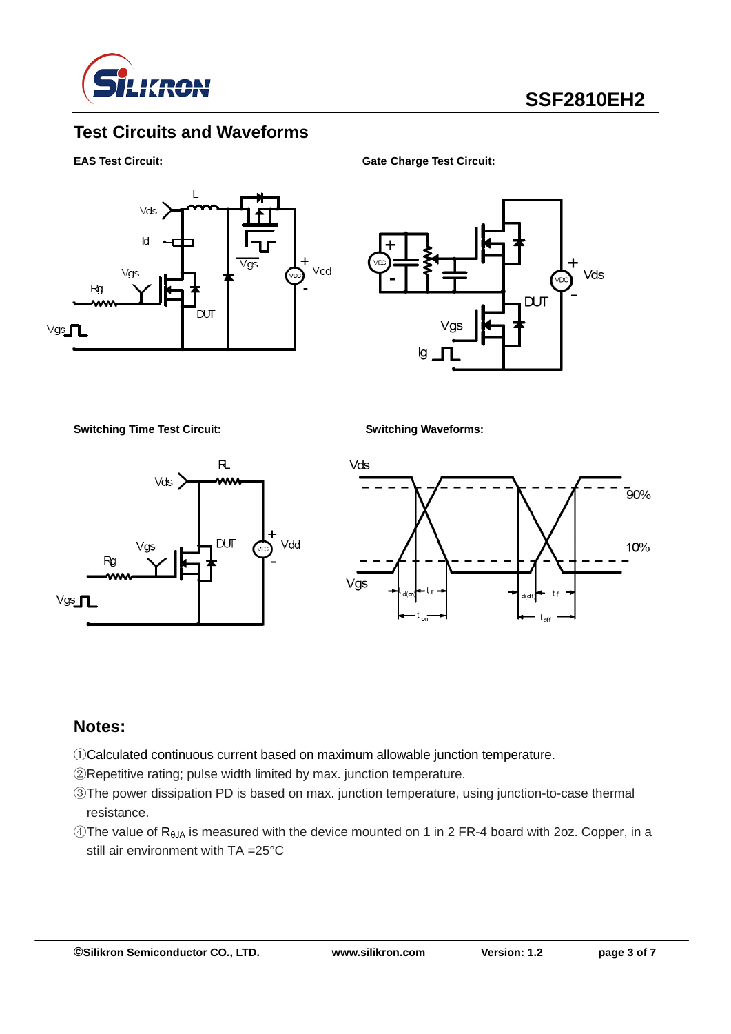## Test Circuits and Waveforms

**EAS Test Circuit:**

**Gate Charge Test Circuit:**

**Switching Time Test Circuit:**

**Switching Waveforms:**

## Notes:

①Calculated continuous current based on maximum allowable junction temperature.

②Repetitive rating; pulse width limited by max. junction temperature.

③The power dissipation PD is based on max. junction temperature, using junction-to-case thermal resistance.

④The value of $R_{\theta JA}$ is measured with the device mounted on 1 in 2 FR-4 board with 2oz. Copper, in a still air environment with TA =25°C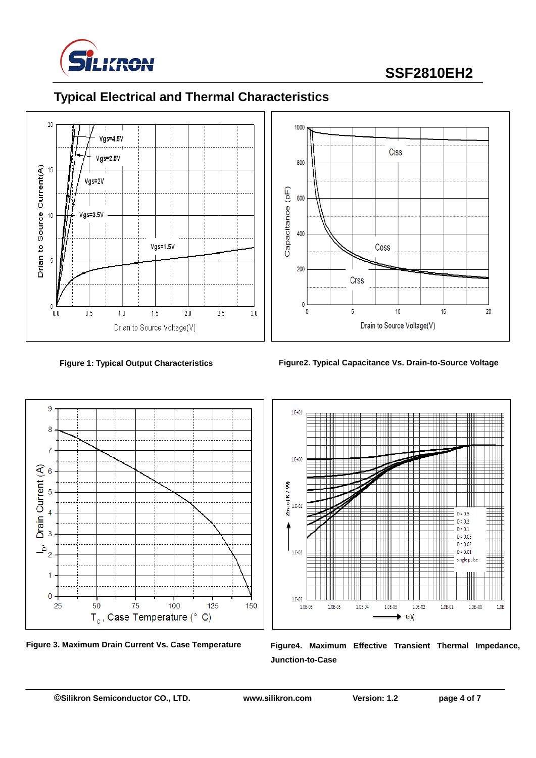## Typical Electrical and Thermal Characteristics

**Figure 1: Typical Output Characteristics**

**Figure2. Typical Capacitance Vs. Drain-to-Source Voltage**

**Figure 3. Maximum Drain Current Vs. Case Temperature**

**Figure4. Maximum Effective Transient Thermal Impedance, Junction-to-Case**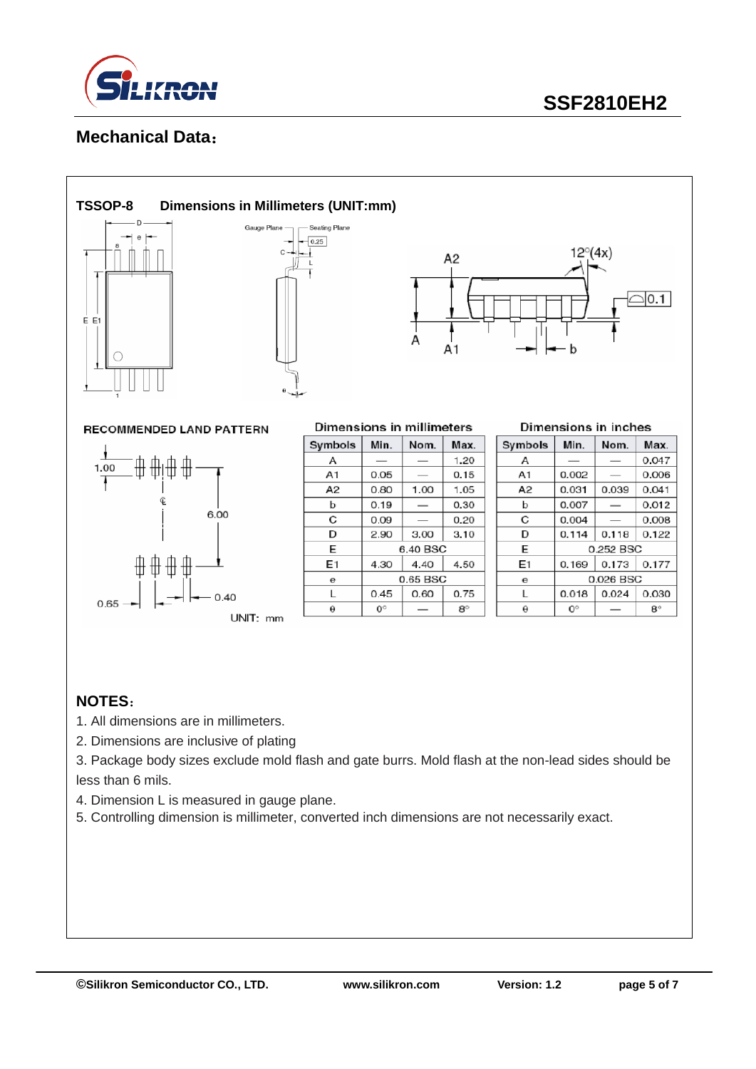## Mechanical Data：

**TSSOP-8 Dimensions in Millimeters (UNIT:mm)**

RECOMMENDED LAND PATTERN

UNIT: mm

| Symbols | Min. (mm) | Nom. (mm) | Max. (mm) | Min. (inches) | Nom. (inches) | Max. (inches) |
|---|---|---|---|---|---|---|
| A | — | — | 1.20 | — | — | 0.047 |
| A1 | 0.05 | — | 0.15 | 0.002 | — | 0.006 |
| A2 | 0.80 | 1.00 | 1.05 | 0.031 | 0.039 | 0.041 |
| b | 0.19 | — | 0.30 | 0.007 | — | 0.012 |
| C | 0.09 | — | 0.20 | 0.004 | — | 0.008 |
| D | 2.90 | 3.00 | 3.10 | 0.114 | 0.118 | 0.122 |
| E | | 6.40 BSC | | | 0.252 BSC | |
| E1 | 4.30 | 4.40 | 4.50 | 0.169 | 0.173 | 0.177 |
| e | | 0.65 BSC | | | 0.026 BSC | |
| L | 0.45 | 0.60 | 0.75 | 0.018 | 0.024 | 0.030 |
| θ | 0° | — | 8° | 0° | — | 8° |

## NOTES：

1. All dimensions are in millimeters.
2. Dimensions are inclusive of plating
3. Package body sizes exclude mold flash and gate burrs. Mold flash at the non-lead sides should be less than 6 mils.
4. Dimension L is measured in gauge plane.
5. Controlling dimension is millimeter, converted inch dimensions are not necessarily exact.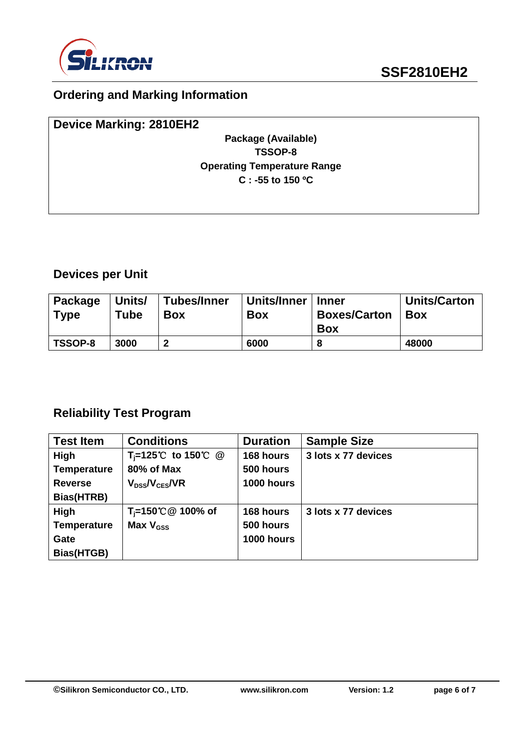## Ordering and Marking Information

**Device Marking: 2810EH2**

**Package (Available)**
**TSSOP-8**
**Operating Temperature Range**
**C : -55 to 150 ºC**

## Devices per Unit

| Package Type | Units/ Tube | Tubes/Inner Box | Units/Inner Box | Inner Boxes/Carton Box | Units/Carton Box |
|---|---|---|---|---|---|
| TSSOP-8 | 3000 | 2 | 6000 | 8 | 48000 |

## Reliability Test Program

| Test Item | Conditions | Duration | Sample Size |
|---|---|---|---|
| High Temperature Reverse Bias(HTRB) | $T_j$=125℃ to 150℃ @ 80% of Max $V_{DSS}/V_{CES}/VR$ | 168 hours<br>500 hours<br>1000 hours | 3 lots x 77 devices |
| High Temperature Gate Bias(HTGB) | $T_j$=150℃@ 100% of Max $V_{GSS}$ | 168 hours<br>500 hours<br>1000 hours | 3 lots x 77 devices |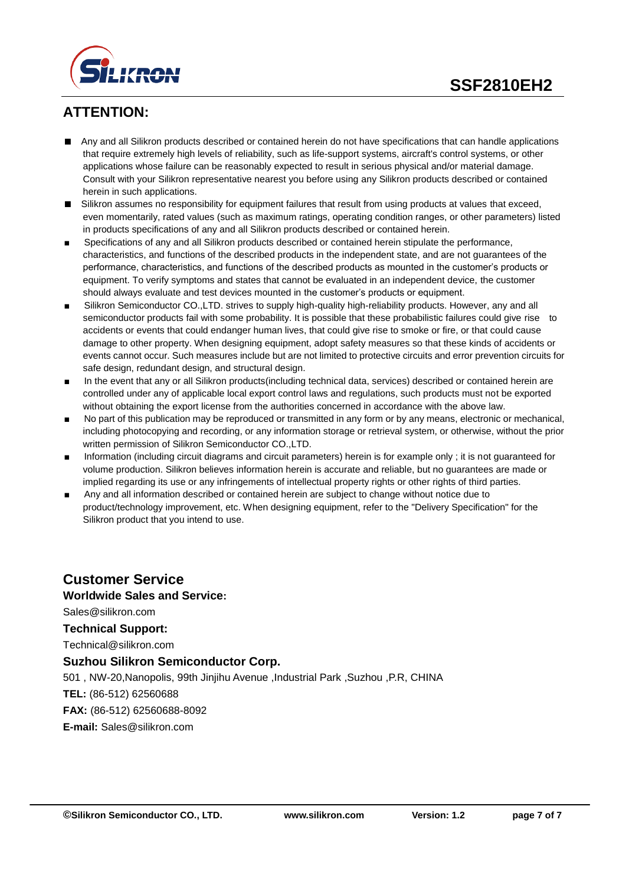## ATTENTION:

- Any and all Silikron products described or contained herein do not have specifications that can handle applications that require extremely high levels of reliability, such as life-support systems, aircraft's control systems, or other applications whose failure can be reasonably expected to result in serious physical and/or material damage. Consult with your Silikron representative nearest you before using any Silikron products described or contained herein in such applications.
- Silikron assumes no responsibility for equipment failures that result from using products at values that exceed, even momentarily, rated values (such as maximum ratings, operating condition ranges, or other parameters) listed in products specifications of any and all Silikron products described or contained herein.
- Specifications of any and all Silikron products described or contained herein stipulate the performance, characteristics, and functions of the described products in the independent state, and are not guarantees of the performance, characteristics, and functions of the described products as mounted in the customer's products or equipment. To verify symptoms and states that cannot be evaluated in an independent device, the customer should always evaluate and test devices mounted in the customer's products or equipment.
- Silikron Semiconductor CO.,LTD. strives to supply high-quality high-reliability products. However, any and all semiconductor products fail with some probability. It is possible that these probabilistic failures could give rise to accidents or events that could endanger human lives, that could give rise to smoke or fire, or that could cause damage to other property. When designing equipment, adopt safety measures so that these kinds of accidents or events cannot occur. Such measures include but are not limited to protective circuits and error prevention circuits for safe design, redundant design, and structural design.
- In the event that any or all Silikron products(including technical data, services) described or contained herein are controlled under any of applicable local export control laws and regulations, such products must not be exported without obtaining the export license from the authorities concerned in accordance with the above law.
- No part of this publication may be reproduced or transmitted in any form or by any means, electronic or mechanical, including photocopying and recording, or any information storage or retrieval system, or otherwise, without the prior written permission of Silikron Semiconductor CO.,LTD.
- Information (including circuit diagrams and circuit parameters) herein is for example only ; it is not guaranteed for volume production. Silikron believes information herein is accurate and reliable, but no guarantees are made or implied regarding its use or any infringements of intellectual property rights or other rights of third parties.
- Any and all information described or contained herein are subject to change without notice due to product/technology improvement, etc. When designing equipment, refer to the "Delivery Specification" for the Silikron product that you intend to use.

## Customer Service

### Worldwide Sales and Service:

Sales@silikron.com

### Technical Support:

Technical@silikron.com

### Suzhou Silikron Semiconductor Corp.

501 , NW-20,Nanopolis, 99th Jinjihu Avenue ,Industrial Park ,Suzhou ,P.R, CHINA

**TEL:** (86-512) 62560688

**FAX:** (86-512) 62560688-8092

**E-mail:** Sales@silikron.com